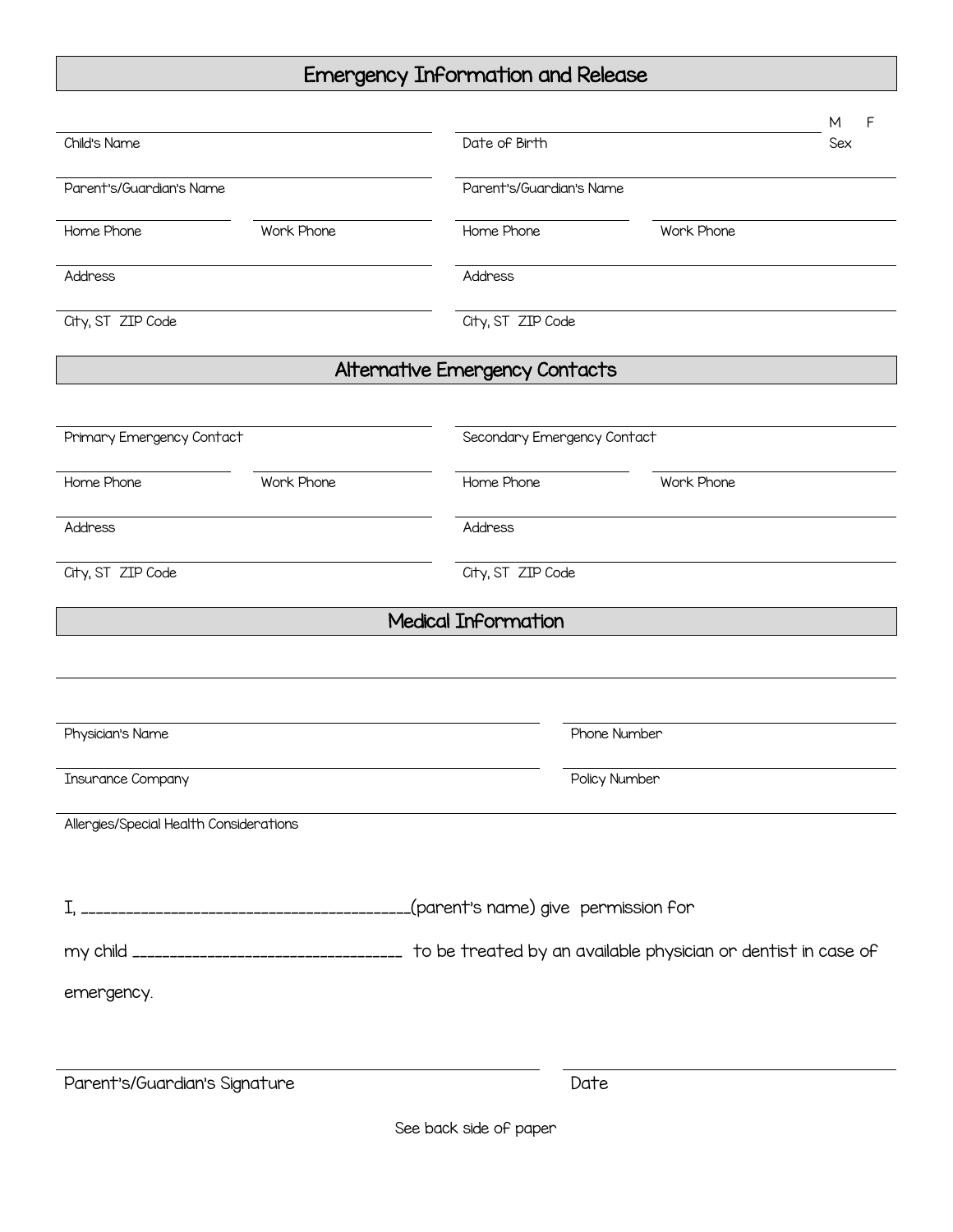## Emergency Information and Release

| | |
|---|---|
| Child's Name | Date of Birth &nbsp;&nbsp;&nbsp; M F Sex |
| Parent's/Guardian's Name | Parent's/Guardian's Name |
| Home Phone &nbsp;&nbsp;&nbsp; Work Phone | Home Phone &nbsp;&nbsp;&nbsp; Work Phone |
| Address | Address |
| City, ST ZIP Code | City, ST ZIP Code |

## Alternative Emergency Contacts

| | |
|---|---|
| Primary Emergency Contact | Secondary Emergency Contact |
| Home Phone &nbsp;&nbsp;&nbsp; Work Phone | Home Phone &nbsp;&nbsp;&nbsp; Work Phone |
| Address | Address |
| City, ST ZIP Code | City, ST ZIP Code |

## Medical Information

| | |
|---|---|
| Physician's Name | Phone Number |
| Insurance Company | Policy Number |

Allergies/Special Health Considerations

I, ________________________________________(parent's name) give permission for

my child _________________________________ to be treated by an available physician or dentist in case of emergency.

| | |
|---|---|
| Parent's/Guardian's Signature | Date |

See back side of paper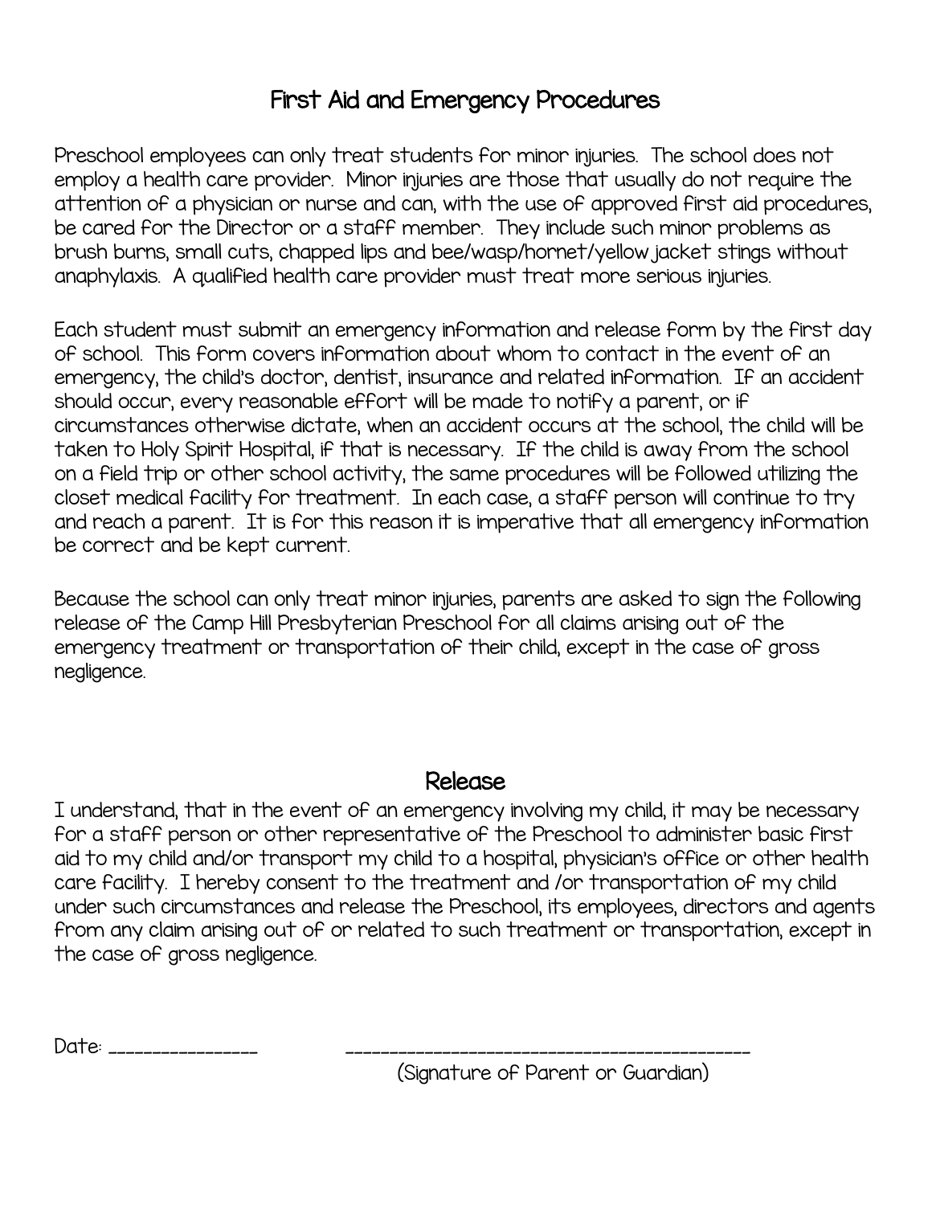## First Aid and Emergency Procedures

Preschool employees can only treat students for minor injuries. The school does not employ a health care provider. Minor injuries are those that usually do not require the attention of a physician or nurse and can, with the use of approved first aid procedures, be cared for the Director or a staff member. They include such minor problems as brush burns, small cuts, chapped lips and bee/wasp/hornet/yellow jacket stings without anaphylaxis. A qualified health care provider must treat more serious injuries.

Each student must submit an emergency information and release form by the first day of school. This form covers information about whom to contact in the event of an emergency, the child's doctor, dentist, insurance and related information. If an accident should occur, every reasonable effort will be made to notify a parent, or if circumstances otherwise dictate, when an accident occurs at the school, the child will be taken to Holy Spirit Hospital, if that is necessary. If the child is away from the school on a field trip or other school activity, the same procedures will be followed utilizing the closet medical facility for treatment. In each case, a staff person will continue to try and reach a parent. It is for this reason it is imperative that all emergency information be correct and be kept current.

Because the school can only treat minor injuries, parents are asked to sign the following release of the Camp Hill Presbyterian Preschool for all claims arising out of the emergency treatment or transportation of their child, except in the case of gross negligence.

## Release

I understand, that in the event of an emergency involving my child, it may be necessary for a staff person or other representative of the Preschool to administer basic first aid to my child and/or transport my child to a hospital, physician's office or other health care facility. I hereby consent to the treatment and /or transportation of my child under such circumstances and release the Preschool, its employees, directors and agents from any claim arising out of or related to such treatment or transportation, except in the case of gross negligence.

Date: ________________ ____________________________________________

(Signature of Parent or Guardian)